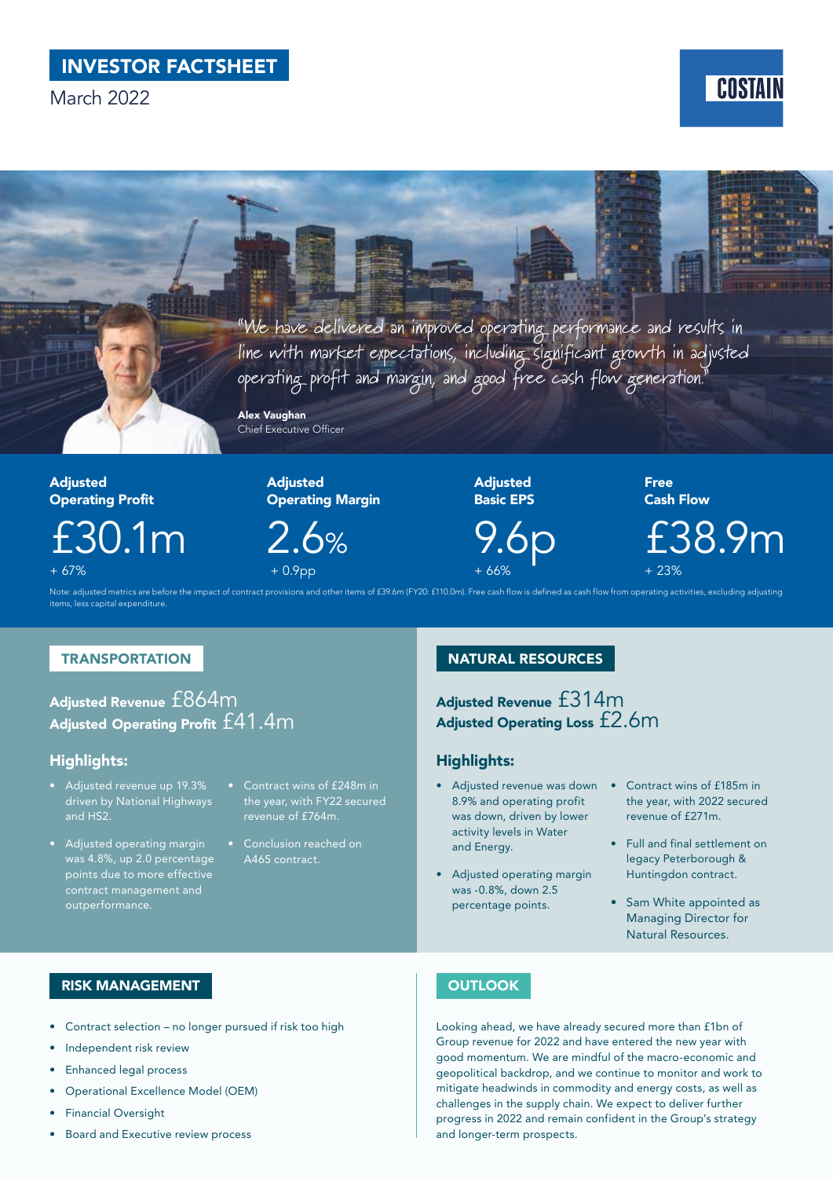# INVESTOR FACTSHEET

March 2022

COSTAIN

*"We have delivered an improved operating performance and results in line with market expectations, including significant growth in adjusted operating profit and margin, and good free cash flow generation."*

**Alex Vaughan**
Chief Executive Officer

**Adjusted Operating Profit**
£30.1m
+ 67%

**Adjusted Operating Margin**
2.6%
+ 0.9pp

**Adjusted Basic EPS**
9.6p
+ 66%

**Free Cash Flow**
£38.9m
+ 23%

Note: adjusted metrics are before the impact of contract provisions and other items of £39.6m (FY20: £110.0m). Free cash flow is defined as cash flow from operating activities, excluding adjusting items, less capital expenditure.

## TRANSPORTATION

**Adjusted Revenue** £864m
**Adjusted Operating Profit** £41.4m

### Highlights:

- Adjusted revenue up 19.3% driven by National Highways and HS2.
- Adjusted operating margin was 4.8%, up 2.0 percentage points due to more effective contract management and outperformance.
- Contract wins of £248m in the year, with FY22 secured revenue of £764m.
- Conclusion reached on A465 contract.

## NATURAL RESOURCES

**Adjusted Revenue** £314m
**Adjusted Operating Loss** £2.6m

### Highlights:

- Adjusted revenue was down 8.9% and operating profit was down, driven by lower activity levels in Water and Energy.
- Adjusted operating margin was -0.8%, down 2.5 percentage points.
- Contract wins of £185m in the year, with 2022 secured revenue of £271m.
- Full and final settlement on legacy Peterborough & Huntingdon contract.
- Sam White appointed as Managing Director for Natural Resources.

## RISK MANAGEMENT

- Contract selection – no longer pursued if risk too high
- Independent risk review
- Enhanced legal process
- Operational Excellence Model (OEM)
- Financial Oversight
- Board and Executive review process

## OUTLOOK

Looking ahead, we have already secured more than £1bn of Group revenue for 2022 and have entered the new year with good momentum. We are mindful of the macro-economic and geopolitical backdrop, and we continue to monitor and work to mitigate headwinds in commodity and energy costs, as well as challenges in the supply chain. We expect to deliver further progress in 2022 and remain confident in the Group's strategy and longer-term prospects.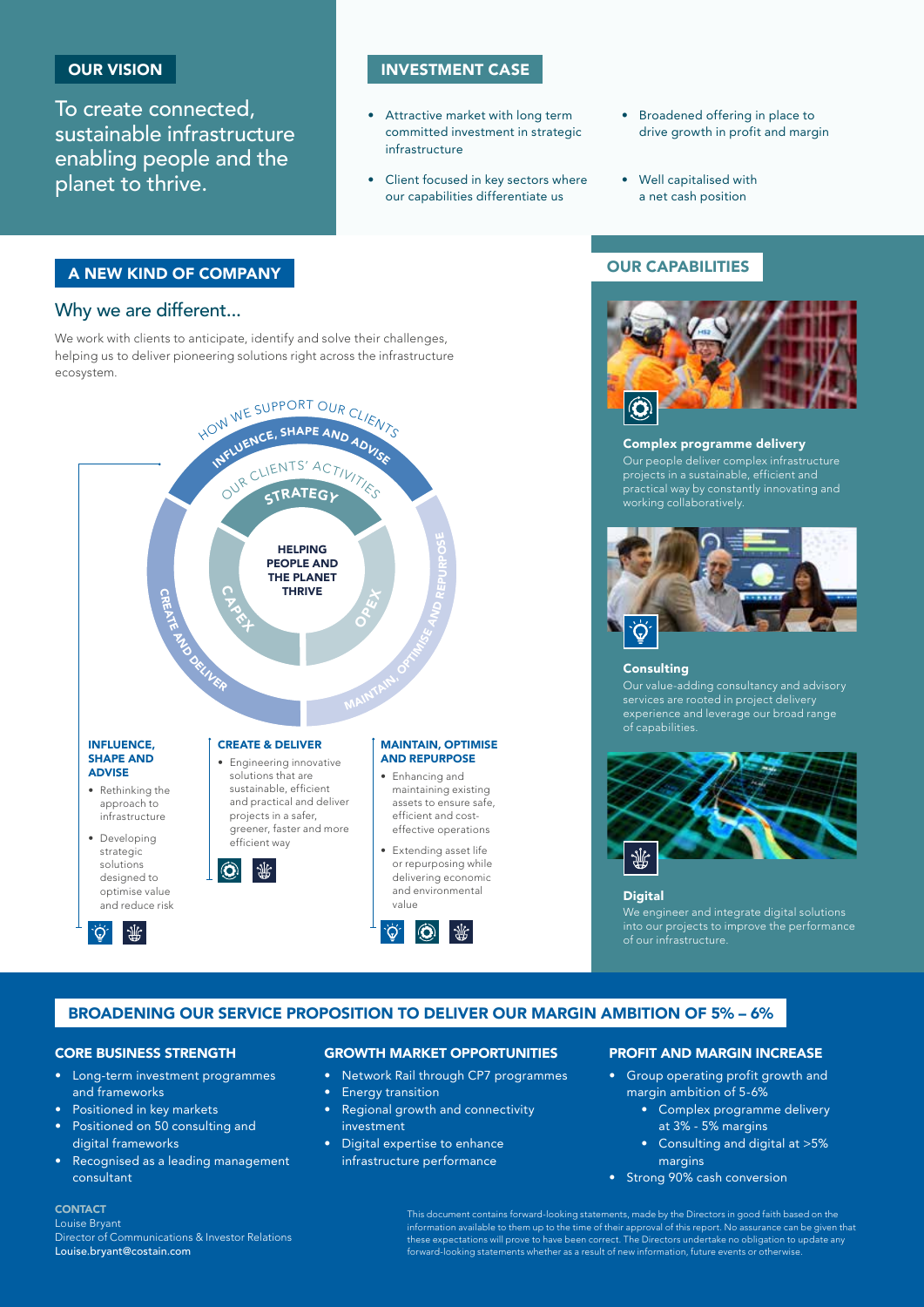## OUR VISION

To create connected, sustainable infrastructure enabling people and the planet to thrive.

## INVESTMENT CASE

- Attractive market with long term committed investment in strategic infrastructure
- Client focused in key sectors where our capabilities differentiate us
- Broadened offering in place to drive growth in profit and margin
- Well capitalised with a net cash position

## A NEW KIND OF COMPANY

### Why we are different...

We work with clients to anticipate, identify and solve their challenges, helping us to deliver pioneering solutions right across the infrastructure ecosystem.

HOW WE SUPPORT OUR CLIENTS

INFLUENCE, SHAPE AND ADVISE

OUR CLIENTS' ACTIVITIES

STRATEGY

CAPEX

OPEX

HELPING PEOPLE AND THE PLANET THRIVE

CREATE AND DELIVER

MAINTAIN, OPTIMISE AND REPURPOSE

**INFLUENCE, SHAPE AND ADVISE**

- Rethinking the approach to infrastructure
- Developing strategic solutions designed to optimise value and reduce risk

**CREATE & DELIVER**

- Engineering innovative solutions that are sustainable, efficient and practical and deliver projects in a safer, greener, faster and more efficient way

**MAINTAIN, OPTIMISE AND REPURPOSE**

- Enhancing and maintaining existing assets to ensure safe, efficient and cost-effective operations
- Extending asset life or repurposing while delivering economic and environmental value

## OUR CAPABILITIES

**Complex programme delivery**

Our people deliver complex infrastructure projects in a sustainable, efficient and practical way by constantly innovating and working collaboratively.

**Consulting**

Our value-adding consultancy and advisory services are rooted in project delivery experience and leverage our broad range of capabilities.

**Digital**

We engineer and integrate digital solutions into our projects to improve the performance of our infrastructure.

## BROADENING OUR SERVICE PROPOSITION TO DELIVER OUR MARGIN AMBITION OF 5% – 6%

### CORE BUSINESS STRENGTH

- Long-term investment programmes and frameworks
- Positioned in key markets
- Positioned on 50 consulting and digital frameworks
- Recognised as a leading management consultant

### GROWTH MARKET OPPORTUNITIES

- Network Rail through CP7 programmes
- Energy transition
- Regional growth and connectivity investment
- Digital expertise to enhance infrastructure performance

### PROFIT AND MARGIN INCREASE

- Group operating profit growth and margin ambition of 5-6%
  - Complex programme delivery at 3% - 5% margins
  - Consulting and digital at >5% margins
- Strong 90% cash conversion

**CONTACT**

Louise Bryant
Director of Communications & Investor Relations
Louise.bryant@costain.com

This document contains forward-looking statements, made by the Directors in good faith based on the information available to them up to the time of their approval of this report. No assurance can be given that these expectations will prove to have been correct. The Directors undertake no obligation to update any forward-looking statements whether as a result of new information, future events or otherwise.